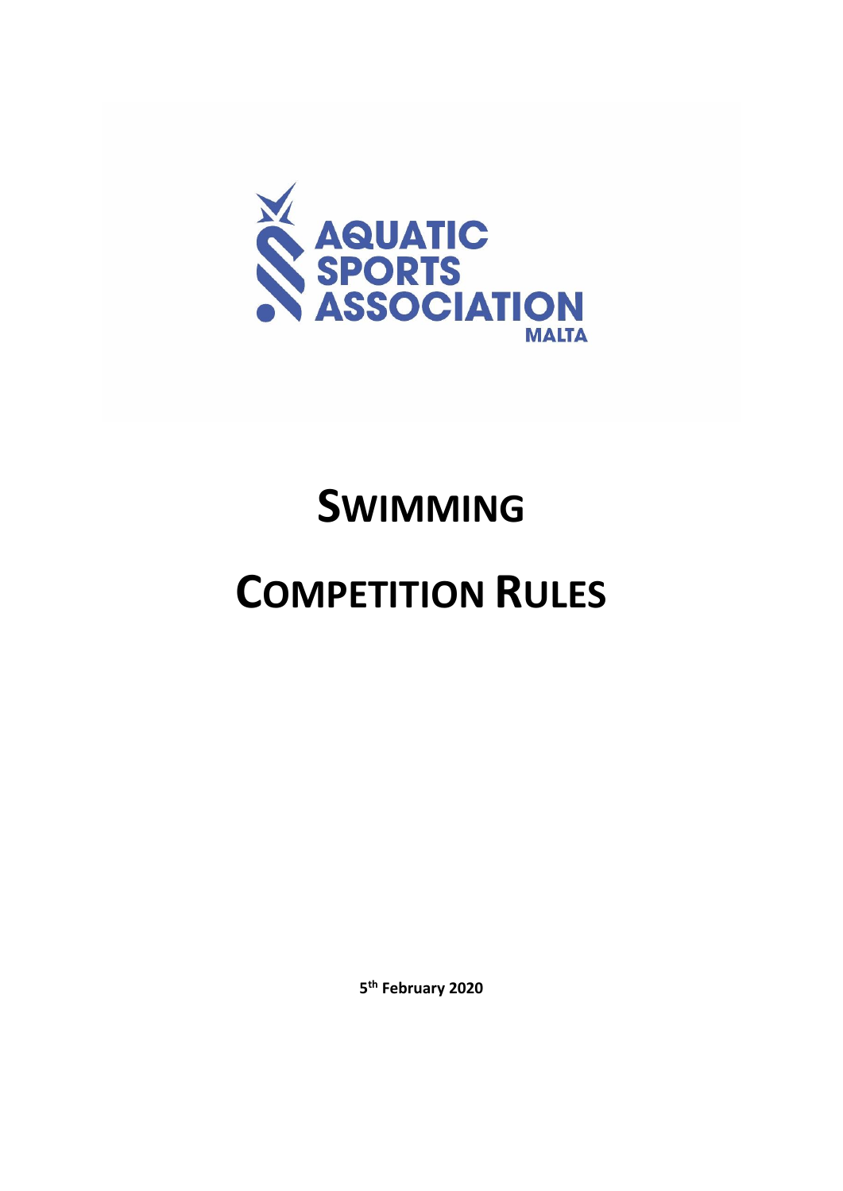AQUATIC SPORTS ASSOCIATION MALTA

# SWIMMING

# COMPETITION RULES

**5th February 2020**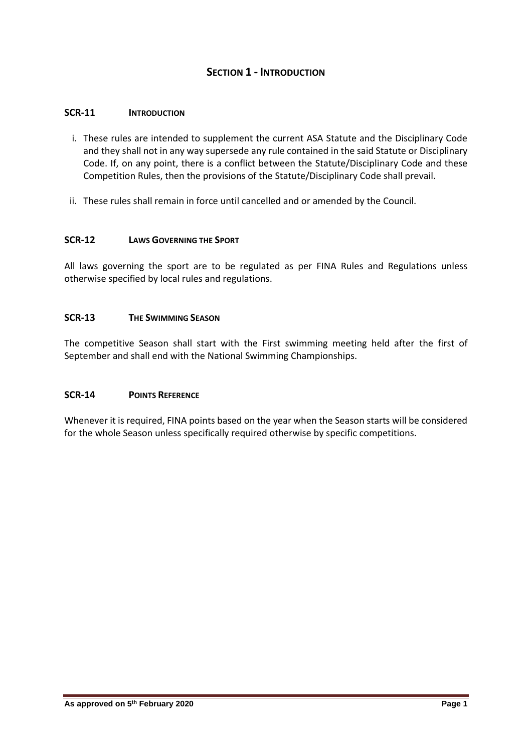# SECTION 1 - INTRODUCTION

## SCR-11 INTRODUCTION

i. These rules are intended to supplement the current ASA Statute and the Disciplinary Code and they shall not in any way supersede any rule contained in the said Statute or Disciplinary Code. If, on any point, there is a conflict between the Statute/Disciplinary Code and these Competition Rules, then the provisions of the Statute/Disciplinary Code shall prevail.

ii. These rules shall remain in force until cancelled and or amended by the Council.

## SCR-12 LAWS GOVERNING THE SPORT

All laws governing the sport are to be regulated as per FINA Rules and Regulations unless otherwise specified by local rules and regulations.

## SCR-13 THE SWIMMING SEASON

The competitive Season shall start with the First swimming meeting held after the first of September and shall end with the National Swimming Championships.

## SCR-14 POINTS REFERENCE

Whenever it is required, FINA points based on the year when the Season starts will be considered for the whole Season unless specifically required otherwise by specific competitions.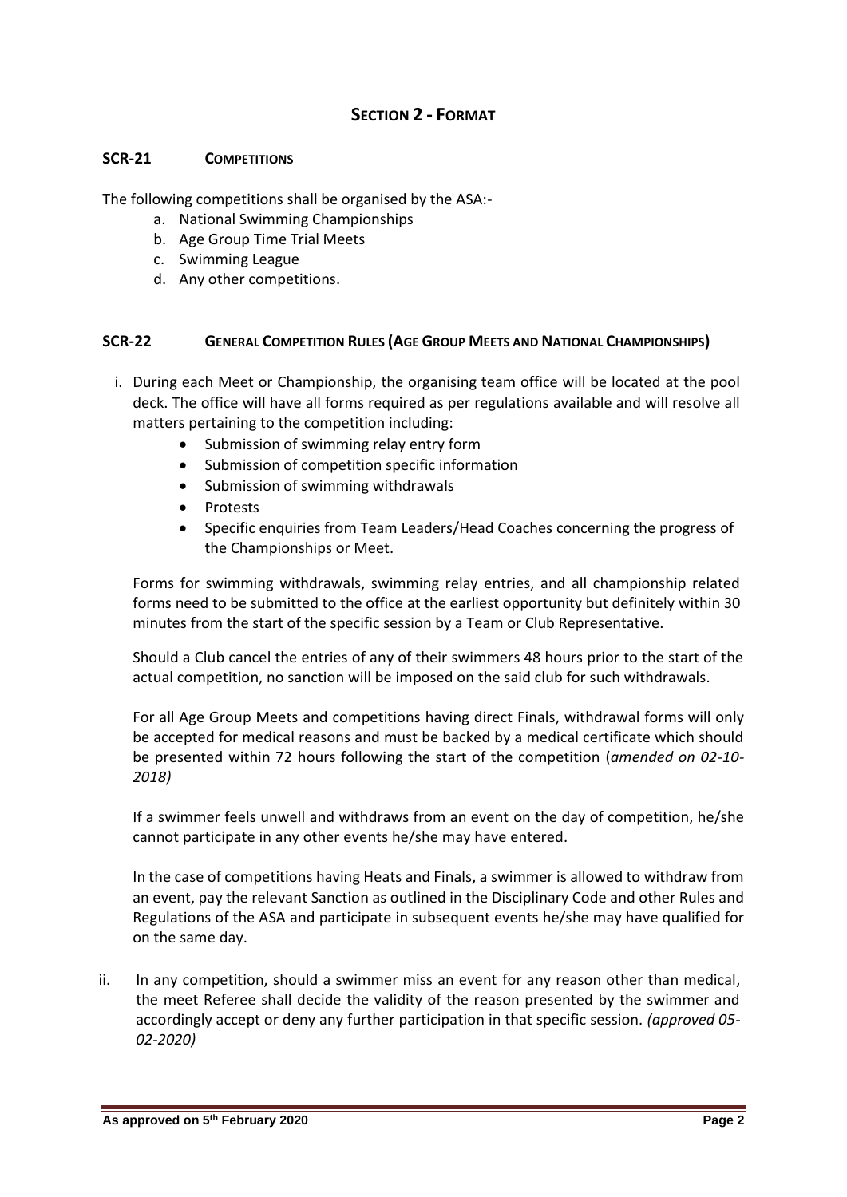## SECTION 2 - FORMAT

### SCR-21 COMPETITIONS

The following competitions shall be organised by the ASA:-

a. National Swimming Championships
b. Age Group Time Trial Meets
c. Swimming League
d. Any other competitions.

### SCR-22 GENERAL COMPETITION RULES (AGE GROUP MEETS AND NATIONAL CHAMPIONSHIPS)

i. During each Meet or Championship, the organising team office will be located at the pool deck. The office will have all forms required as per regulations available and will resolve all matters pertaining to the competition including:

- Submission of swimming relay entry form
- Submission of competition specific information
- Submission of swimming withdrawals
- Protests
- Specific enquiries from Team Leaders/Head Coaches concerning the progress of the Championships or Meet.

Forms for swimming withdrawals, swimming relay entries, and all championship related forms need to be submitted to the office at the earliest opportunity but definitely within 30 minutes from the start of the specific session by a Team or Club Representative.

Should a Club cancel the entries of any of their swimmers 48 hours prior to the start of the actual competition, no sanction will be imposed on the said club for such withdrawals.

For all Age Group Meets and competitions having direct Finals, withdrawal forms will only be accepted for medical reasons and must be backed by a medical certificate which should be presented within 72 hours following the start of the competition (*amended on 02-10-2018)*

If a swimmer feels unwell and withdraws from an event on the day of competition, he/she cannot participate in any other events he/she may have entered.

In the case of competitions having Heats and Finals, a swimmer is allowed to withdraw from an event, pay the relevant Sanction as outlined in the Disciplinary Code and other Rules and Regulations of the ASA and participate in subsequent events he/she may have qualified for on the same day.

ii. In any competition, should a swimmer miss an event for any reason other than medical, the meet Referee shall decide the validity of the reason presented by the swimmer and accordingly accept or deny any further participation in that specific session. *(approved 05-02-2020)*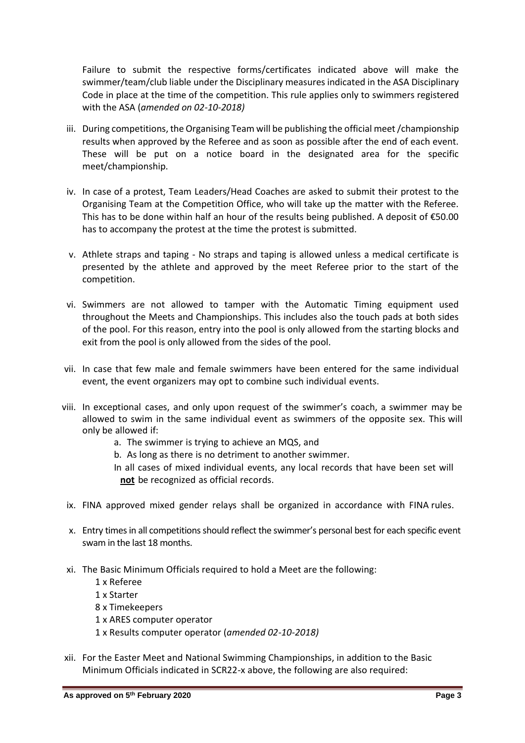Failure to submit the respective forms/certificates indicated above will make the swimmer/team/club liable under the Disciplinary measures indicated in the ASA Disciplinary Code in place at the time of the competition. This rule applies only to swimmers registered with the ASA (*amended on 02-10-2018)*

iii. During competitions, the Organising Team will be publishing the official meet /championship results when approved by the Referee and as soon as possible after the end of each event. These will be put on a notice board in the designated area for the specific meet/championship.

iv. In case of a protest, Team Leaders/Head Coaches are asked to submit their protest to the Organising Team at the Competition Office, who will take up the matter with the Referee. This has to be done within half an hour of the results being published. A deposit of €50.00 has to accompany the protest at the time the protest is submitted.

v. Athlete straps and taping - No straps and taping is allowed unless a medical certificate is presented by the athlete and approved by the meet Referee prior to the start of the competition.

vi. Swimmers are not allowed to tamper with the Automatic Timing equipment used throughout the Meets and Championships. This includes also the touch pads at both sides of the pool. For this reason, entry into the pool is only allowed from the starting blocks and exit from the pool is only allowed from the sides of the pool.

vii. In case that few male and female swimmers have been entered for the same individual event, the event organizers may opt to combine such individual events.

viii. In exceptional cases, and only upon request of the swimmer's coach, a swimmer may be allowed to swim in the same individual event as swimmers of the opposite sex. This will only be allowed if:

   a. The swimmer is trying to achieve an MQS, and
   b. As long as there is no detriment to another swimmer.

   In all cases of mixed individual events, any local records that have been set will **not** be recognized as official records.

ix. FINA approved mixed gender relays shall be organized in accordance with FINA rules.

x. Entry times in all competitions should reflect the swimmer's personal best for each specific event swam in the last 18 months.

xi. The Basic Minimum Officials required to hold a Meet are the following:

   1 x Referee
   1 x Starter
   8 x Timekeepers
   1 x ARES computer operator
   1 x Results computer operator (*amended 02-10-2018)*

xii. For the Easter Meet and National Swimming Championships, in addition to the Basic Minimum Officials indicated in SCR22-x above, the following are also required: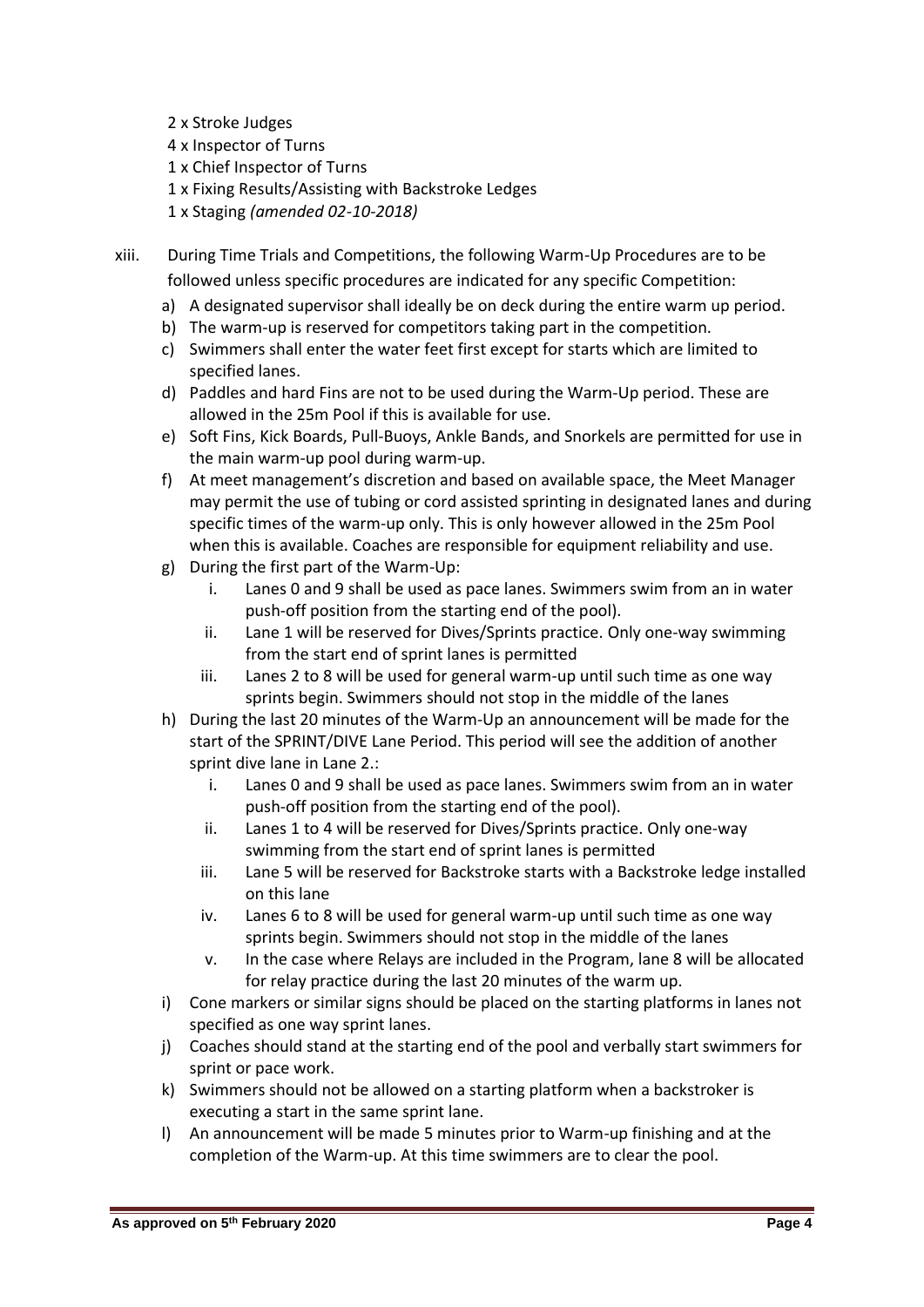2 x Stroke Judges
4 x Inspector of Turns
1 x Chief Inspector of Turns
1 x Fixing Results/Assisting with Backstroke Ledges
1 x Staging *(amended 02-10-2018)*

xiii. During Time Trials and Competitions, the following Warm-Up Procedures are to be followed unless specific procedures are indicated for any specific Competition:

a) A designated supervisor shall ideally be on deck during the entire warm up period.
b) The warm-up is reserved for competitors taking part in the competition.
c) Swimmers shall enter the water feet first except for starts which are limited to specified lanes.
d) Paddles and hard Fins are not to be used during the Warm-Up period. These are allowed in the 25m Pool if this is available for use.
e) Soft Fins, Kick Boards, Pull-Buoys, Ankle Bands, and Snorkels are permitted for use in the main warm-up pool during warm-up.
f) At meet management's discretion and based on available space, the Meet Manager may permit the use of tubing or cord assisted sprinting in designated lanes and during specific times of the warm-up only. This is only however allowed in the 25m Pool when this is available. Coaches are responsible for equipment reliability and use.
g) During the first part of the Warm-Up:
    i. Lanes 0 and 9 shall be used as pace lanes. Swimmers swim from an in water push-off position from the starting end of the pool).
    ii. Lane 1 will be reserved for Dives/Sprints practice. Only one-way swimming from the start end of sprint lanes is permitted
    iii. Lanes 2 to 8 will be used for general warm-up until such time as one way sprints begin. Swimmers should not stop in the middle of the lanes
h) During the last 20 minutes of the Warm-Up an announcement will be made for the start of the SPRINT/DIVE Lane Period. This period will see the addition of another sprint dive lane in Lane 2.:
    i. Lanes 0 and 9 shall be used as pace lanes. Swimmers swim from an in water push-off position from the starting end of the pool).
    ii. Lanes 1 to 4 will be reserved for Dives/Sprints practice. Only one-way swimming from the start end of sprint lanes is permitted
    iii. Lane 5 will be reserved for Backstroke starts with a Backstroke ledge installed on this lane
    iv. Lanes 6 to 8 will be used for general warm-up until such time as one way sprints begin. Swimmers should not stop in the middle of the lanes
    v. In the case where Relays are included in the Program, lane 8 will be allocated for relay practice during the last 20 minutes of the warm up.
i) Cone markers or similar signs should be placed on the starting platforms in lanes not specified as one way sprint lanes.
j) Coaches should stand at the starting end of the pool and verbally start swimmers for sprint or pace work.
k) Swimmers should not be allowed on a starting platform when a backstroker is executing a start in the same sprint lane.
l) An announcement will be made 5 minutes prior to Warm-up finishing and at the completion of the Warm-up. At this time swimmers are to clear the pool.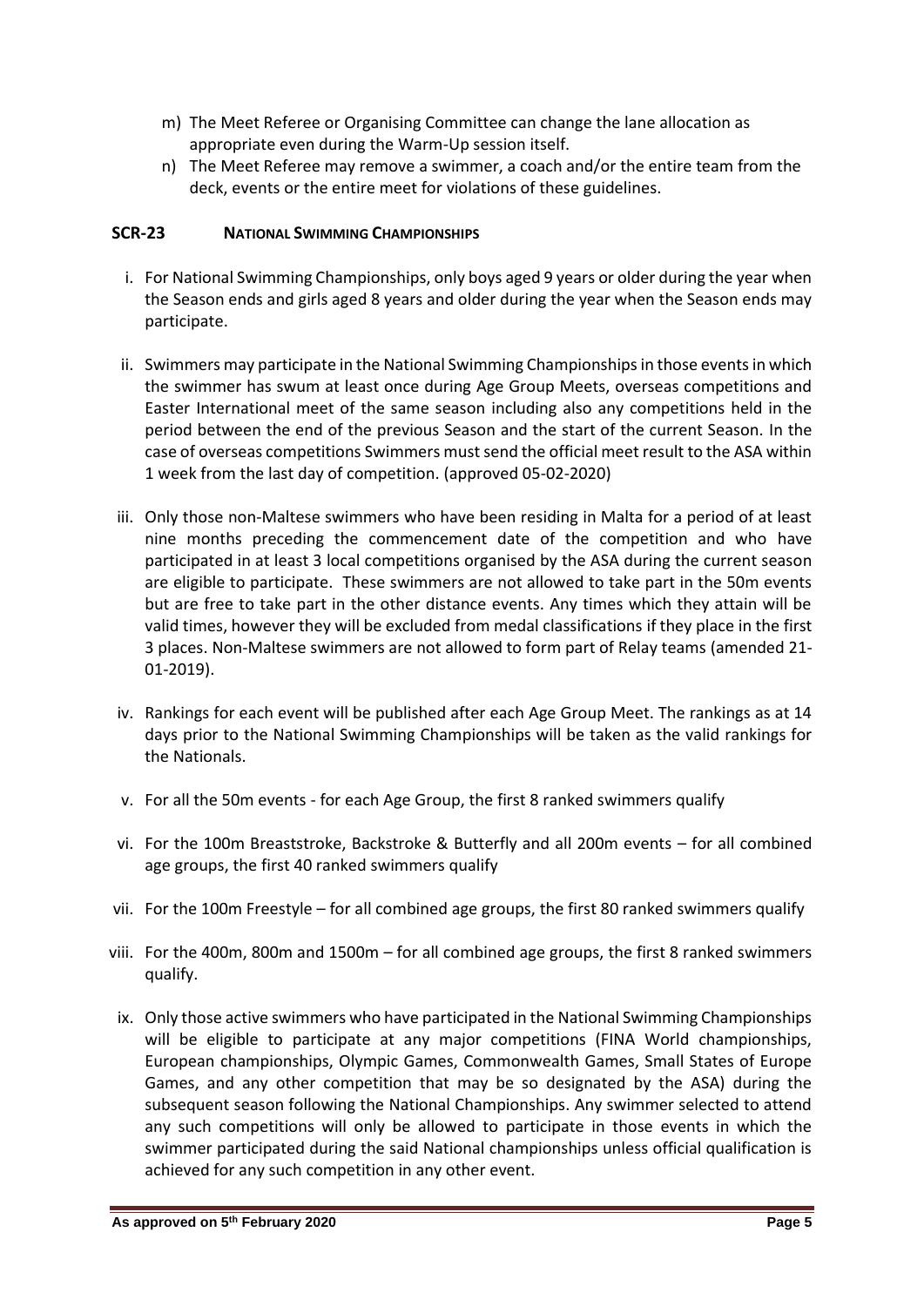m) The Meet Referee or Organising Committee can change the lane allocation as appropriate even during the Warm-Up session itself.

n) The Meet Referee may remove a swimmer, a coach and/or the entire team from the deck, events or the entire meet for violations of these guidelines.

### SCR-23 NATIONAL SWIMMING CHAMPIONSHIPS

i. For National Swimming Championships, only boys aged 9 years or older during the year when the Season ends and girls aged 8 years and older during the year when the Season ends may participate.

ii. Swimmers may participate in the National Swimming Championships in those events in which the swimmer has swum at least once during Age Group Meets, overseas competitions and Easter International meet of the same season including also any competitions held in the period between the end of the previous Season and the start of the current Season. In the case of overseas competitions Swimmers must send the official meet result to the ASA within 1 week from the last day of competition. (approved 05-02-2020)

iii. Only those non-Maltese swimmers who have been residing in Malta for a period of at least nine months preceding the commencement date of the competition and who have participated in at least 3 local competitions organised by the ASA during the current season are eligible to participate. These swimmers are not allowed to take part in the 50m events but are free to take part in the other distance events. Any times which they attain will be valid times, however they will be excluded from medal classifications if they place in the first 3 places. Non-Maltese swimmers are not allowed to form part of Relay teams (amended 21-01-2019).

iv. Rankings for each event will be published after each Age Group Meet. The rankings as at 14 days prior to the National Swimming Championships will be taken as the valid rankings for the Nationals.

v. For all the 50m events - for each Age Group, the first 8 ranked swimmers qualify

vi. For the 100m Breaststroke, Backstroke & Butterfly and all 200m events – for all combined age groups, the first 40 ranked swimmers qualify

vii. For the 100m Freestyle – for all combined age groups, the first 80 ranked swimmers qualify

viii. For the 400m, 800m and 1500m – for all combined age groups, the first 8 ranked swimmers qualify.

ix. Only those active swimmers who have participated in the National Swimming Championships will be eligible to participate at any major competitions (FINA World championships, European championships, Olympic Games, Commonwealth Games, Small States of Europe Games, and any other competition that may be so designated by the ASA) during the subsequent season following the National Championships. Any swimmer selected to attend any such competitions will only be allowed to participate in those events in which the swimmer participated during the said National championships unless official qualification is achieved for any such competition in any other event.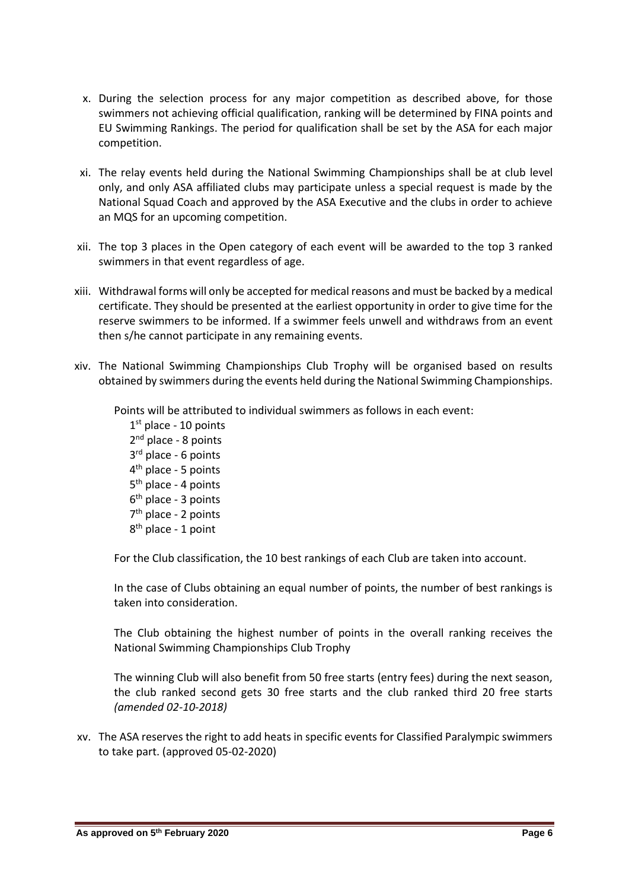x. During the selection process for any major competition as described above, for those swimmers not achieving official qualification, ranking will be determined by FINA points and EU Swimming Rankings. The period for qualification shall be set by the ASA for each major competition.

xi. The relay events held during the National Swimming Championships shall be at club level only, and only ASA affiliated clubs may participate unless a special request is made by the National Squad Coach and approved by the ASA Executive and the clubs in order to achieve an MQS for an upcoming competition.

xii. The top 3 places in the Open category of each event will be awarded to the top 3 ranked swimmers in that event regardless of age.

xiii. Withdrawal forms will only be accepted for medical reasons and must be backed by a medical certificate. They should be presented at the earliest opportunity in order to give time for the reserve swimmers to be informed. If a swimmer feels unwell and withdraws from an event then s/he cannot participate in any remaining events.

xiv. The National Swimming Championships Club Trophy will be organised based on results obtained by swimmers during the events held during the National Swimming Championships.

Points will be attributed to individual swimmers as follows in each event:

1st place - 10 points
2nd place - 8 points
3rd place - 6 points
4th place - 5 points
5th place - 4 points
6th place - 3 points
7th place - 2 points
8th place - 1 point

For the Club classification, the 10 best rankings of each Club are taken into account.

In the case of Clubs obtaining an equal number of points, the number of best rankings is taken into consideration.

The Club obtaining the highest number of points in the overall ranking receives the National Swimming Championships Club Trophy

The winning Club will also benefit from 50 free starts (entry fees) during the next season, the club ranked second gets 30 free starts and the club ranked third 20 free starts *(amended 02-10-2018)*

xv. The ASA reserves the right to add heats in specific events for Classified Paralympic swimmers to take part. (approved 05-02-2020)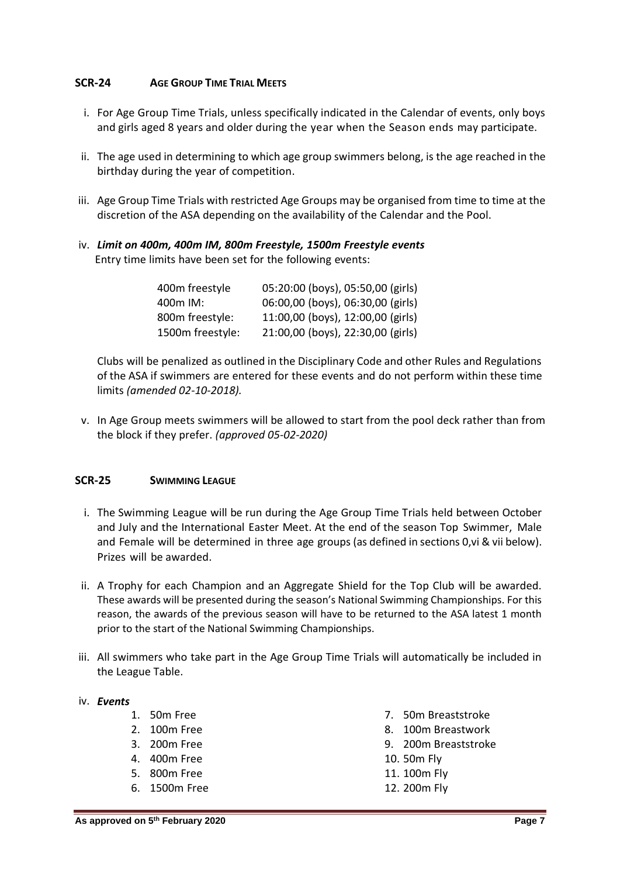## SCR-24 AGE GROUP TIME TRIAL MEETS

i. For Age Group Time Trials, unless specifically indicated in the Calendar of events, only boys and girls aged 8 years and older during the year when the Season ends may participate.

ii. The age used in determining to which age group swimmers belong, is the age reached in the birthday during the year of competition.

iii. Age Group Time Trials with restricted Age Groups may be organised from time to time at the discretion of the ASA depending on the availability of the Calendar and the Pool.

iv. ***Limit on 400m, 400m IM, 800m Freestyle, 1500m Freestyle events***
Entry time limits have been set for the following events:

| | |
|---|---|
| 400m freestyle | 05:20:00 (boys), 05:50,00 (girls) |
| 400m IM: | 06:00,00 (boys), 06:30,00 (girls) |
| 800m freestyle: | 11:00,00 (boys), 12:00,00 (girls) |
| 1500m freestyle: | 21:00,00 (boys), 22:30,00 (girls) |

Clubs will be penalized as outlined in the Disciplinary Code and other Rules and Regulations of the ASA if swimmers are entered for these events and do not perform within these time limits *(amended 02-10-2018).*

v. In Age Group meets swimmers will be allowed to start from the pool deck rather than from the block if they prefer. *(approved 05-02-2020)*

## SCR-25 SWIMMING LEAGUE

i. The Swimming League will be run during the Age Group Time Trials held between October and July and the International Easter Meet. At the end of the season Top Swimmer, Male and Female will be determined in three age groups (as defined in sections 0,vi & vii below). Prizes will be awarded.

ii. A Trophy for each Champion and an Aggregate Shield for the Top Club will be awarded. These awards will be presented during the season's National Swimming Championships. For this reason, the awards of the previous season will have to be returned to the ASA latest 1 month prior to the start of the National Swimming Championships.

iii. All swimmers who take part in the Age Group Time Trials will automatically be included in the League Table.

iv. ***Events***

1. 50m Free
2. 100m Free
3. 200m Free
4. 400m Free
5. 800m Free
6. 1500m Free
7. 50m Breaststroke
8. 100m Breastwork
9. 200m Breaststroke
10. 50m Fly
11. 100m Fly
12. 200m Fly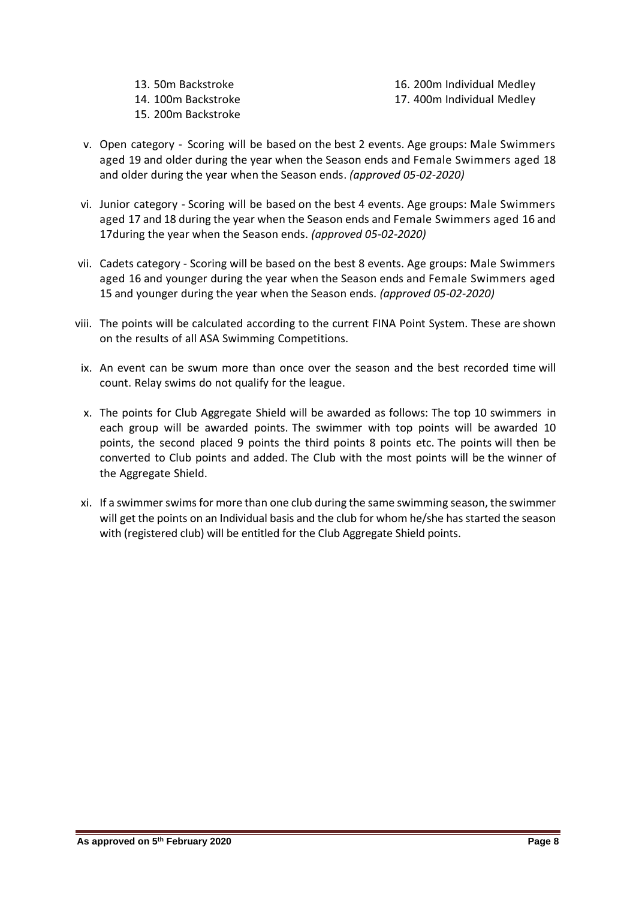13. 50m Backstroke
14. 100m Backstroke
15. 200m Backstroke
16. 200m Individual Medley
17. 400m Individual Medley

v. Open category - Scoring will be based on the best 2 events. Age groups: Male Swimmers aged 19 and older during the year when the Season ends and Female Swimmers aged 18 and older during the year when the Season ends. *(approved 05-02-2020)*

vi. Junior category - Scoring will be based on the best 4 events. Age groups: Male Swimmers aged 17 and 18 during the year when the Season ends and Female Swimmers aged 16 and 17during the year when the Season ends. *(approved 05-02-2020)*

vii. Cadets category - Scoring will be based on the best 8 events. Age groups: Male Swimmers aged 16 and younger during the year when the Season ends and Female Swimmers aged 15 and younger during the year when the Season ends. *(approved 05-02-2020)*

viii. The points will be calculated according to the current FINA Point System. These are shown on the results of all ASA Swimming Competitions.

ix. An event can be swum more than once over the season and the best recorded time will count. Relay swims do not qualify for the league.

x. The points for Club Aggregate Shield will be awarded as follows: The top 10 swimmers in each group will be awarded points. The swimmer with top points will be awarded 10 points, the second placed 9 points the third points 8 points etc. The points will then be converted to Club points and added. The Club with the most points will be the winner of the Aggregate Shield.

xi. If a swimmer swims for more than one club during the same swimming season, the swimmer will get the points on an Individual basis and the club for whom he/she has started the season with (registered club) will be entitled for the Club Aggregate Shield points.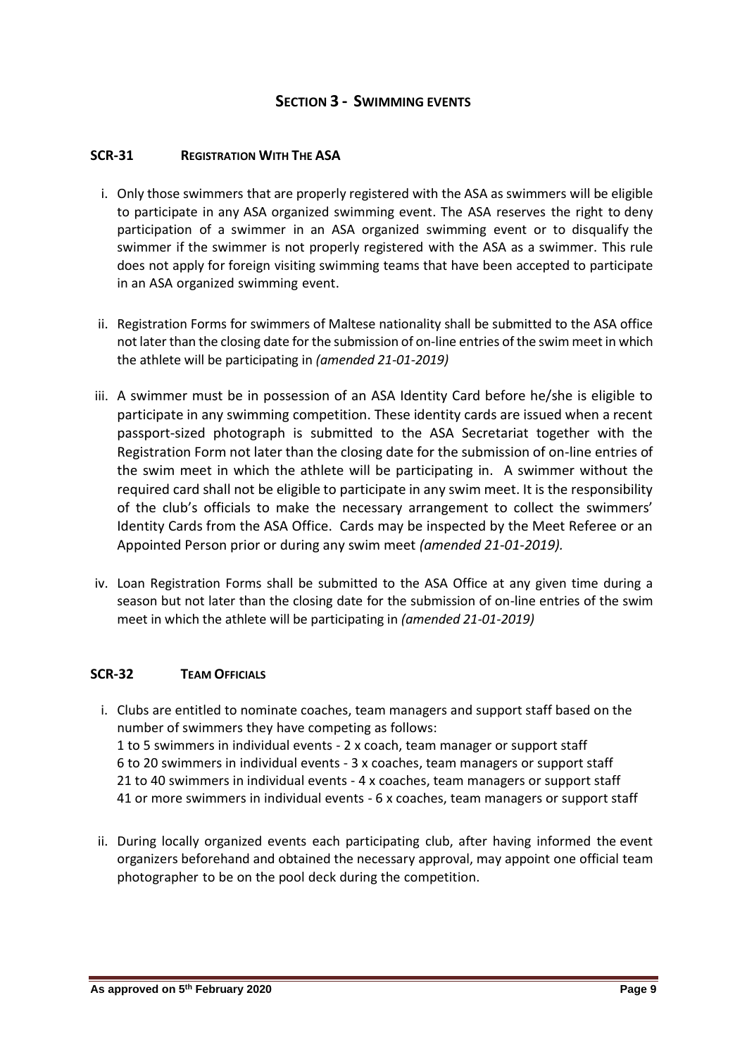## Section 3 - Swimming events

### SCR-31 Registration With The ASA

i. Only those swimmers that are properly registered with the ASA as swimmers will be eligible to participate in any ASA organized swimming event. The ASA reserves the right to deny participation of a swimmer in an ASA organized swimming event or to disqualify the swimmer if the swimmer is not properly registered with the ASA as a swimmer. This rule does not apply for foreign visiting swimming teams that have been accepted to participate in an ASA organized swimming event.

ii. Registration Forms for swimmers of Maltese nationality shall be submitted to the ASA office not later than the closing date for the submission of on-line entries of the swim meet in which the athlete will be participating in *(amended 21-01-2019)*

iii. A swimmer must be in possession of an ASA Identity Card before he/she is eligible to participate in any swimming competition. These identity cards are issued when a recent passport-sized photograph is submitted to the ASA Secretariat together with the Registration Form not later than the closing date for the submission of on-line entries of the swim meet in which the athlete will be participating in. A swimmer without the required card shall not be eligible to participate in any swim meet. It is the responsibility of the club's officials to make the necessary arrangement to collect the swimmers' Identity Cards from the ASA Office. Cards may be inspected by the Meet Referee or an Appointed Person prior or during any swim meet *(amended 21-01-2019).*

iv. Loan Registration Forms shall be submitted to the ASA Office at any given time during a season but not later than the closing date for the submission of on-line entries of the swim meet in which the athlete will be participating in *(amended 21-01-2019)*

### SCR-32 Team Officials

i. Clubs are entitled to nominate coaches, team managers and support staff based on the number of swimmers they have competing as follows:
   1 to 5 swimmers in individual events - 2 x coach, team manager or support staff
   6 to 20 swimmers in individual events - 3 x coaches, team managers or support staff
   21 to 40 swimmers in individual events - 4 x coaches, team managers or support staff
   41 or more swimmers in individual events - 6 x coaches, team managers or support staff

ii. During locally organized events each participating club, after having informed the event organizers beforehand and obtained the necessary approval, may appoint one official team photographer to be on the pool deck during the competition.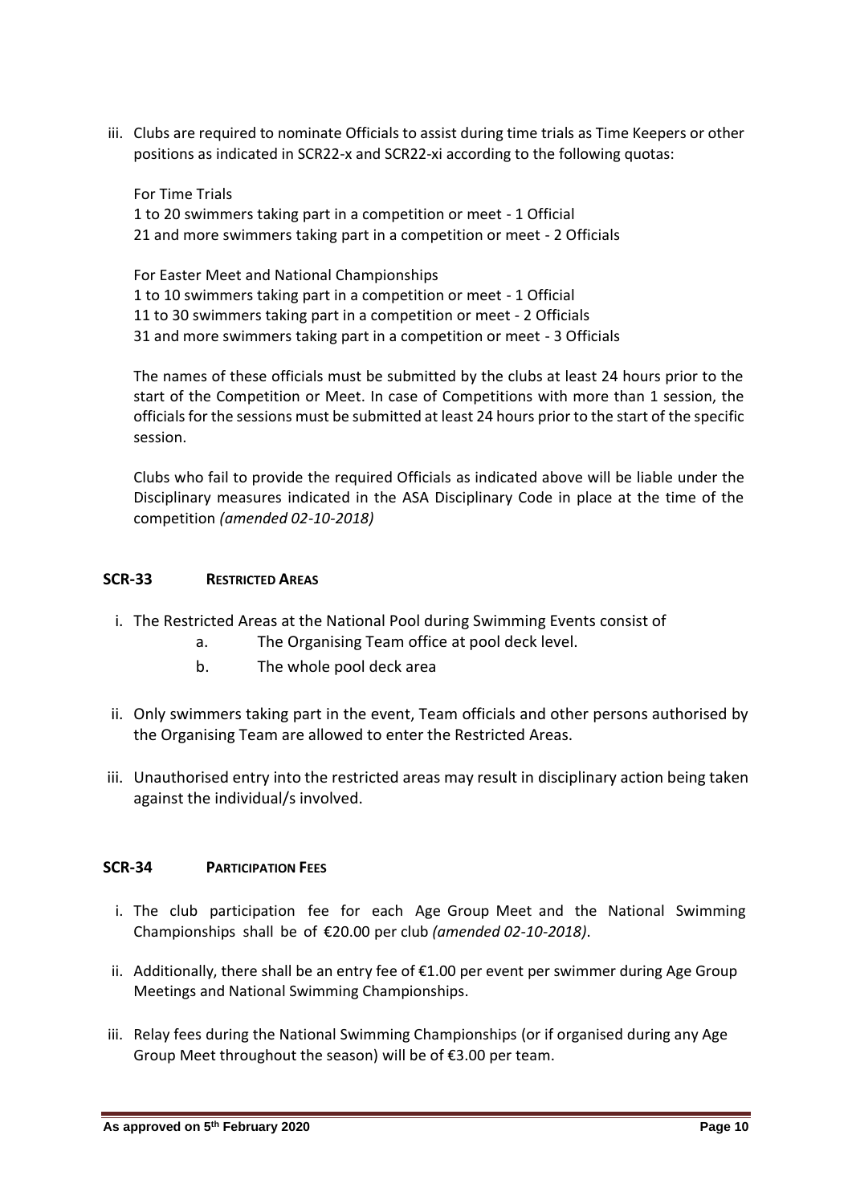iii. Clubs are required to nominate Officials to assist during time trials as Time Keepers or other positions as indicated in SCR22-x and SCR22-xi according to the following quotas:

For Time Trials
1 to 20 swimmers taking part in a competition or meet - 1 Official
21 and more swimmers taking part in a competition or meet - 2 Officials

For Easter Meet and National Championships
1 to 10 swimmers taking part in a competition or meet - 1 Official
11 to 30 swimmers taking part in a competition or meet - 2 Officials
31 and more swimmers taking part in a competition or meet - 3 Officials

The names of these officials must be submitted by the clubs at least 24 hours prior to the start of the Competition or Meet. In case of Competitions with more than 1 session, the officials for the sessions must be submitted at least 24 hours prior to the start of the specific session.

Clubs who fail to provide the required Officials as indicated above will be liable under the Disciplinary measures indicated in the ASA Disciplinary Code in place at the time of the competition *(amended 02-10-2018)*

## SCR-33 RESTRICTED AREAS

i. The Restricted Areas at the National Pool during Swimming Events consist of
   a. The Organising Team office at pool deck level.
   b. The whole pool deck area

ii. Only swimmers taking part in the event, Team officials and other persons authorised by the Organising Team are allowed to enter the Restricted Areas.

iii. Unauthorised entry into the restricted areas may result in disciplinary action being taken against the individual/s involved.

## SCR-34 PARTICIPATION FEES

i. The club participation fee for each Age Group Meet and the National Swimming Championships shall be of €20.00 per club *(amended 02-10-2018)*.

ii. Additionally, there shall be an entry fee of €1.00 per event per swimmer during Age Group Meetings and National Swimming Championships.

iii. Relay fees during the National Swimming Championships (or if organised during any Age Group Meet throughout the season) will be of €3.00 per team.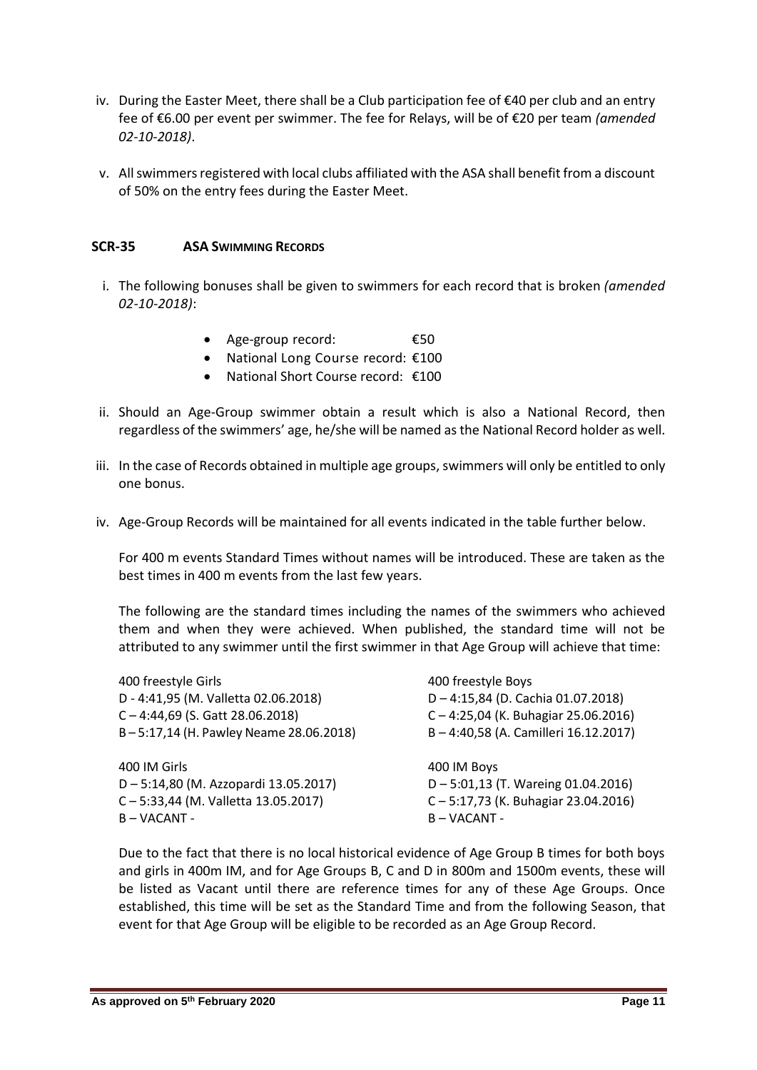iv. During the Easter Meet, there shall be a Club participation fee of €40 per club and an entry fee of €6.00 per event per swimmer. The fee for Relays, will be of €20 per team *(amended 02-10-2018)*.

v. All swimmers registered with local clubs affiliated with the ASA shall benefit from a discount of 50% on the entry fees during the Easter Meet.

## SCR-35 ASA SWIMMING RECORDS

i. The following bonuses shall be given to swimmers for each record that is broken *(amended 02-10-2018)*:

- Age-group record: €50
- National Long Course record: €100
- National Short Course record: €100

ii. Should an Age-Group swimmer obtain a result which is also a National Record, then regardless of the swimmers' age, he/she will be named as the National Record holder as well.

iii. In the case of Records obtained in multiple age groups, swimmers will only be entitled to only one bonus.

iv. Age-Group Records will be maintained for all events indicated in the table further below.

For 400 m events Standard Times without names will be introduced. These are taken as the best times in 400 m events from the last few years.

The following are the standard times including the names of the swimmers who achieved them and when they were achieved. When published, the standard time will not be attributed to any swimmer until the first swimmer in that Age Group will achieve that time:

| 400 freestyle Girls | 400 freestyle Boys |
|---|---|
| D - 4:41,95 (M. Valletta 02.06.2018) | D – 4:15,84 (D. Cachia 01.07.2018) |
| C – 4:44,69 (S. Gatt 28.06.2018) | C – 4:25,04 (K. Buhagiar 25.06.2016) |
| B – 5:17,14 (H. Pawley Neame 28.06.2018) | B – 4:40,58 (A. Camilleri 16.12.2017) |

| 400 IM Girls | 400 IM Boys |
|---|---|
| D – 5:14,80 (M. Azzopardi 13.05.2017) | D – 5:01,13 (T. Wareing 01.04.2016) |
| C – 5:33,44 (M. Valletta 13.05.2017) | C – 5:17,73 (K. Buhagiar 23.04.2016) |
| B – VACANT - | B – VACANT - |

Due to the fact that there is no local historical evidence of Age Group B times for both boys and girls in 400m IM, and for Age Groups B, C and D in 800m and 1500m events, these will be listed as Vacant until there are reference times for any of these Age Groups. Once established, this time will be set as the Standard Time and from the following Season, that event for that Age Group will be eligible to be recorded as an Age Group Record.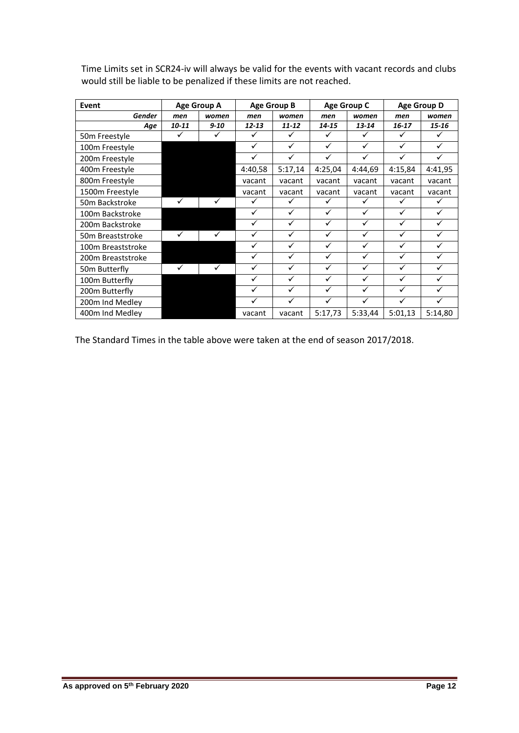Time Limits set in SCR24-iv will always be valid for the events with vacant records and clubs would still be liable to be penalized if these limits are not reached.

| Event | Age Group A | | Age Group B | | Age Group C | | Age Group D | |
|---|---|---|---|---|---|---|---|---|
| *Gender* | *men* | *women* | *men* | *women* | *men* | *women* | *men* | *women* |
| *Age* | *10-11* | *9-10* | *12-13* | *11-12* | *14-15* | *13-14* | *16-17* | *15-16* |
| 50m Freestyle | ✓ | ✓ | ✓ | ✓ | ✓ | ✓ | ✓ | ✓ |
| 100m Freestyle | | | ✓ | ✓ | ✓ | ✓ | ✓ | ✓ |
| 200m Freestyle | | | ✓ | ✓ | ✓ | ✓ | ✓ | ✓ |
| 400m Freestyle | | | 4:40,58 | 5:17,14 | 4:25,04 | 4:44,69 | 4:15,84 | 4:41,95 |
| 800m Freestyle | | | vacant | vacant | vacant | vacant | vacant | vacant |
| 1500m Freestyle | | | vacant | vacant | vacant | vacant | vacant | vacant |
| 50m Backstroke | ✓ | ✓ | ✓ | ✓ | ✓ | ✓ | ✓ | ✓ |
| 100m Backstroke | | | ✓ | ✓ | ✓ | ✓ | ✓ | ✓ |
| 200m Backstroke | | | ✓ | ✓ | ✓ | ✓ | ✓ | ✓ |
| 50m Breaststroke | ✓ | ✓ | ✓ | ✓ | ✓ | ✓ | ✓ | ✓ |
| 100m Breaststroke | | | ✓ | ✓ | ✓ | ✓ | ✓ | ✓ |
| 200m Breaststroke | | | ✓ | ✓ | ✓ | ✓ | ✓ | ✓ |
| 50m Butterfly | ✓ | ✓ | ✓ | ✓ | ✓ | ✓ | ✓ | ✓ |
| 100m Butterfly | | | ✓ | ✓ | ✓ | ✓ | ✓ | ✓ |
| 200m Butterfly | | | ✓ | ✓ | ✓ | ✓ | ✓ | ✓ |
| 200m Ind Medley | | | ✓ | ✓ | ✓ | ✓ | ✓ | ✓ |
| 400m Ind Medley | | | vacant | vacant | 5:17,73 | 5:33,44 | 5:01,13 | 5:14,80 |

The Standard Times in the table above were taken at the end of season 2017/2018.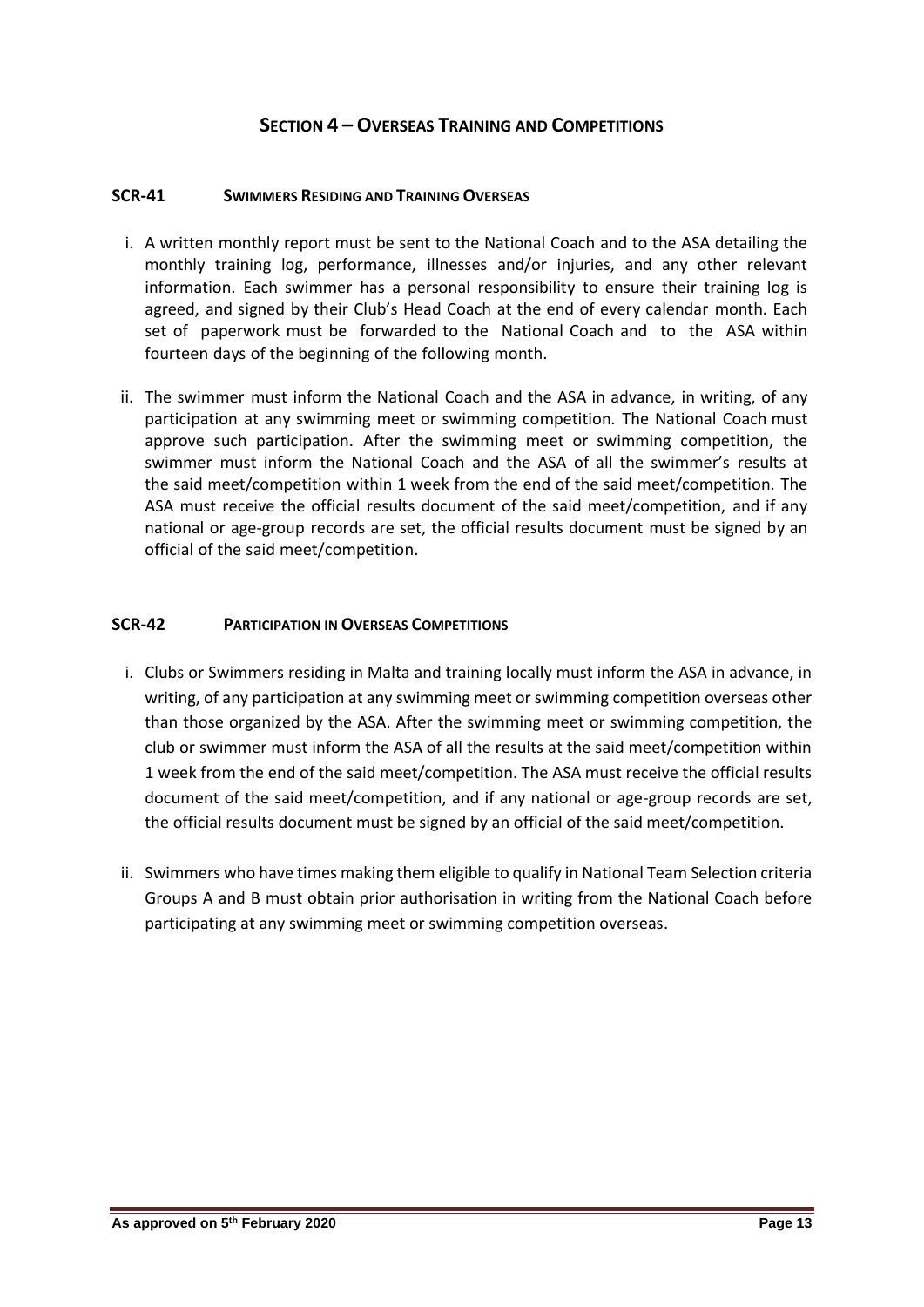## Section 4 – Overseas Training and Competitions

### SCR-41 Swimmers Residing and Training Overseas

i. A written monthly report must be sent to the National Coach and to the ASA detailing the monthly training log, performance, illnesses and/or injuries, and any other relevant information. Each swimmer has a personal responsibility to ensure their training log is agreed, and signed by their Club's Head Coach at the end of every calendar month. Each set of paperwork must be forwarded to the National Coach and to the ASA within fourteen days of the beginning of the following month.

ii. The swimmer must inform the National Coach and the ASA in advance, in writing, of any participation at any swimming meet or swimming competition. The National Coach must approve such participation. After the swimming meet or swimming competition, the swimmer must inform the National Coach and the ASA of all the swimmer's results at the said meet/competition within 1 week from the end of the said meet/competition. The ASA must receive the official results document of the said meet/competition, and if any national or age-group records are set, the official results document must be signed by an official of the said meet/competition.

### SCR-42 Participation in Overseas Competitions

i. Clubs or Swimmers residing in Malta and training locally must inform the ASA in advance, in writing, of any participation at any swimming meet or swimming competition overseas other than those organized by the ASA. After the swimming meet or swimming competition, the club or swimmer must inform the ASA of all the results at the said meet/competition within 1 week from the end of the said meet/competition. The ASA must receive the official results document of the said meet/competition, and if any national or age-group records are set, the official results document must be signed by an official of the said meet/competition.

ii. Swimmers who have times making them eligible to qualify in National Team Selection criteria Groups A and B must obtain prior authorisation in writing from the National Coach before participating at any swimming meet or swimming competition overseas.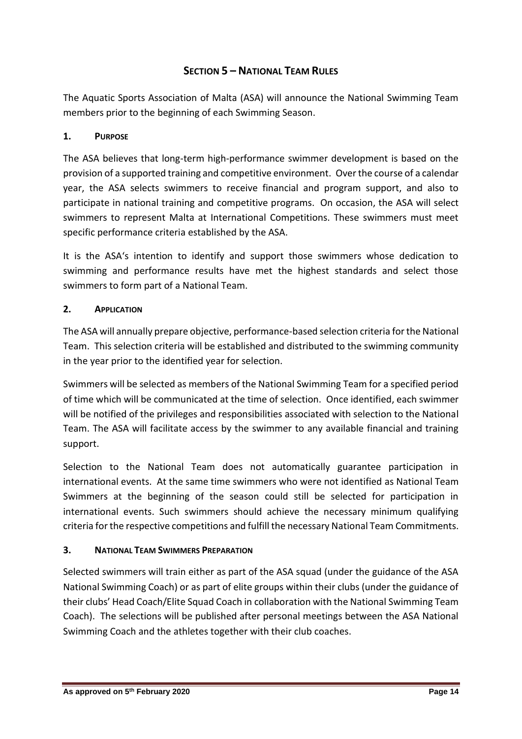## SECTION 5 – NATIONAL TEAM RULES

The Aquatic Sports Association of Malta (ASA) will announce the National Swimming Team members prior to the beginning of each Swimming Season.

### 1. PURPOSE

The ASA believes that long-term high-performance swimmer development is based on the provision of a supported training and competitive environment. Over the course of a calendar year, the ASA selects swimmers to receive financial and program support, and also to participate in national training and competitive programs. On occasion, the ASA will select swimmers to represent Malta at International Competitions. These swimmers must meet specific performance criteria established by the ASA.

It is the ASA's intention to identify and support those swimmers whose dedication to swimming and performance results have met the highest standards and select those swimmers to form part of a National Team.

### 2. APPLICATION

The ASA will annually prepare objective, performance-based selection criteria for the National Team. This selection criteria will be established and distributed to the swimming community in the year prior to the identified year for selection.

Swimmers will be selected as members of the National Swimming Team for a specified period of time which will be communicated at the time of selection. Once identified, each swimmer will be notified of the privileges and responsibilities associated with selection to the National Team. The ASA will facilitate access by the swimmer to any available financial and training support.

Selection to the National Team does not automatically guarantee participation in international events. At the same time swimmers who were not identified as National Team Swimmers at the beginning of the season could still be selected for participation in international events. Such swimmers should achieve the necessary minimum qualifying criteria for the respective competitions and fulfill the necessary National Team Commitments.

### 3. NATIONAL TEAM SWIMMERS PREPARATION

Selected swimmers will train either as part of the ASA squad (under the guidance of the ASA National Swimming Coach) or as part of elite groups within their clubs (under the guidance of their clubs' Head Coach/Elite Squad Coach in collaboration with the National Swimming Team Coach). The selections will be published after personal meetings between the ASA National Swimming Coach and the athletes together with their club coaches.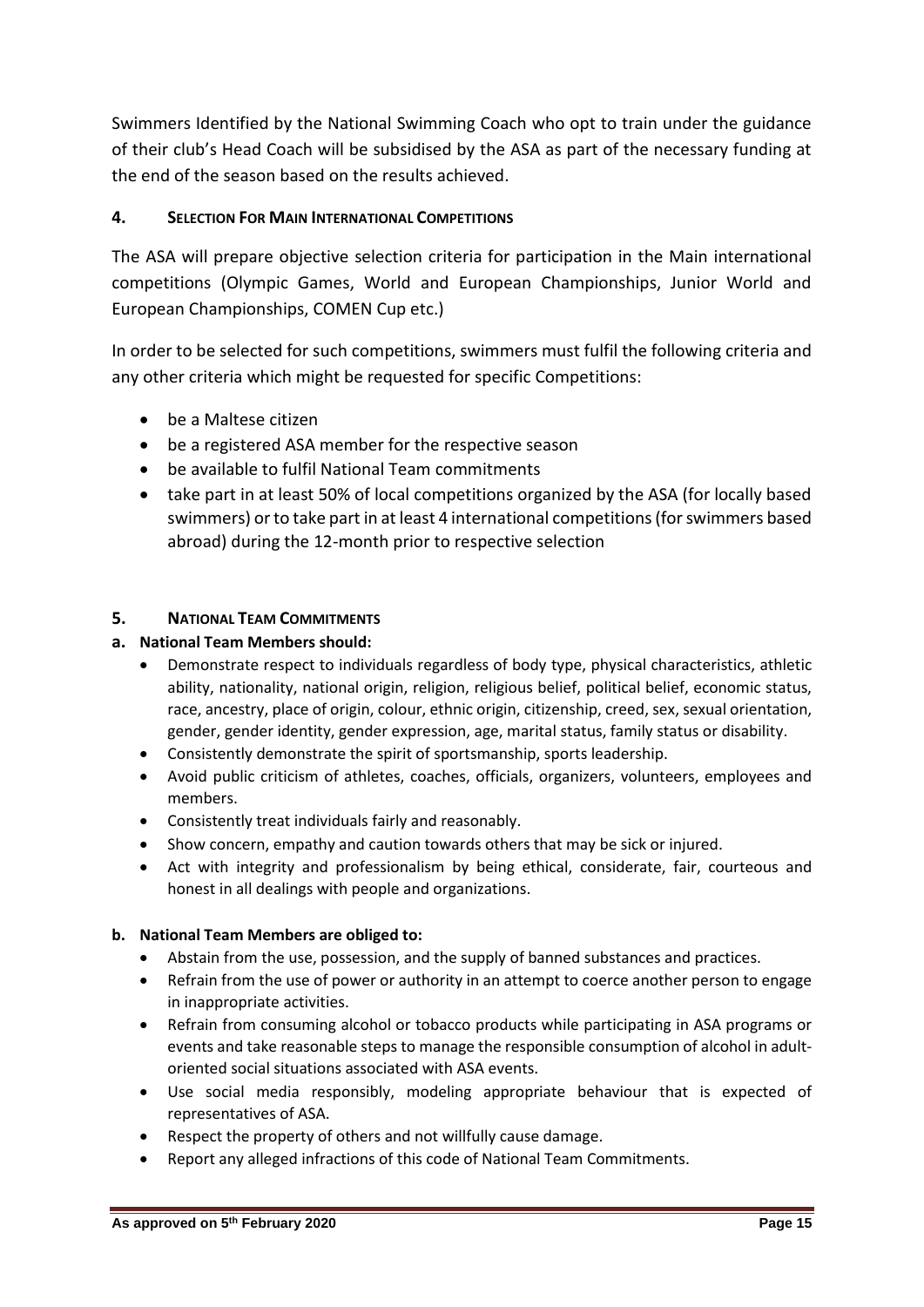Swimmers Identified by the National Swimming Coach who opt to train under the guidance of their club's Head Coach will be subsidised by the ASA as part of the necessary funding at the end of the season based on the results achieved.

## 4. SELECTION FOR MAIN INTERNATIONAL COMPETITIONS

The ASA will prepare objective selection criteria for participation in the Main international competitions (Olympic Games, World and European Championships, Junior World and European Championships, COMEN Cup etc.)

In order to be selected for such competitions, swimmers must fulfil the following criteria and any other criteria which might be requested for specific Competitions:

- be a Maltese citizen
- be a registered ASA member for the respective season
- be available to fulfil National Team commitments
- take part in at least 50% of local competitions organized by the ASA (for locally based swimmers) or to take part in at least 4 international competitions (for swimmers based abroad) during the 12-month prior to respective selection

## 5. NATIONAL TEAM COMMITMENTS

### a. National Team Members should:

- Demonstrate respect to individuals regardless of body type, physical characteristics, athletic ability, nationality, national origin, religion, religious belief, political belief, economic status, race, ancestry, place of origin, colour, ethnic origin, citizenship, creed, sex, sexual orientation, gender, gender identity, gender expression, age, marital status, family status or disability.
- Consistently demonstrate the spirit of sportsmanship, sports leadership.
- Avoid public criticism of athletes, coaches, officials, organizers, volunteers, employees and members.
- Consistently treat individuals fairly and reasonably.
- Show concern, empathy and caution towards others that may be sick or injured.
- Act with integrity and professionalism by being ethical, considerate, fair, courteous and honest in all dealings with people and organizations.

### b. National Team Members are obliged to:

- Abstain from the use, possession, and the supply of banned substances and practices.
- Refrain from the use of power or authority in an attempt to coerce another person to engage in inappropriate activities.
- Refrain from consuming alcohol or tobacco products while participating in ASA programs or events and take reasonable steps to manage the responsible consumption of alcohol in adult-oriented social situations associated with ASA events.
- Use social media responsibly, modeling appropriate behaviour that is expected of representatives of ASA.
- Respect the property of others and not willfully cause damage.
- Report any alleged infractions of this code of National Team Commitments.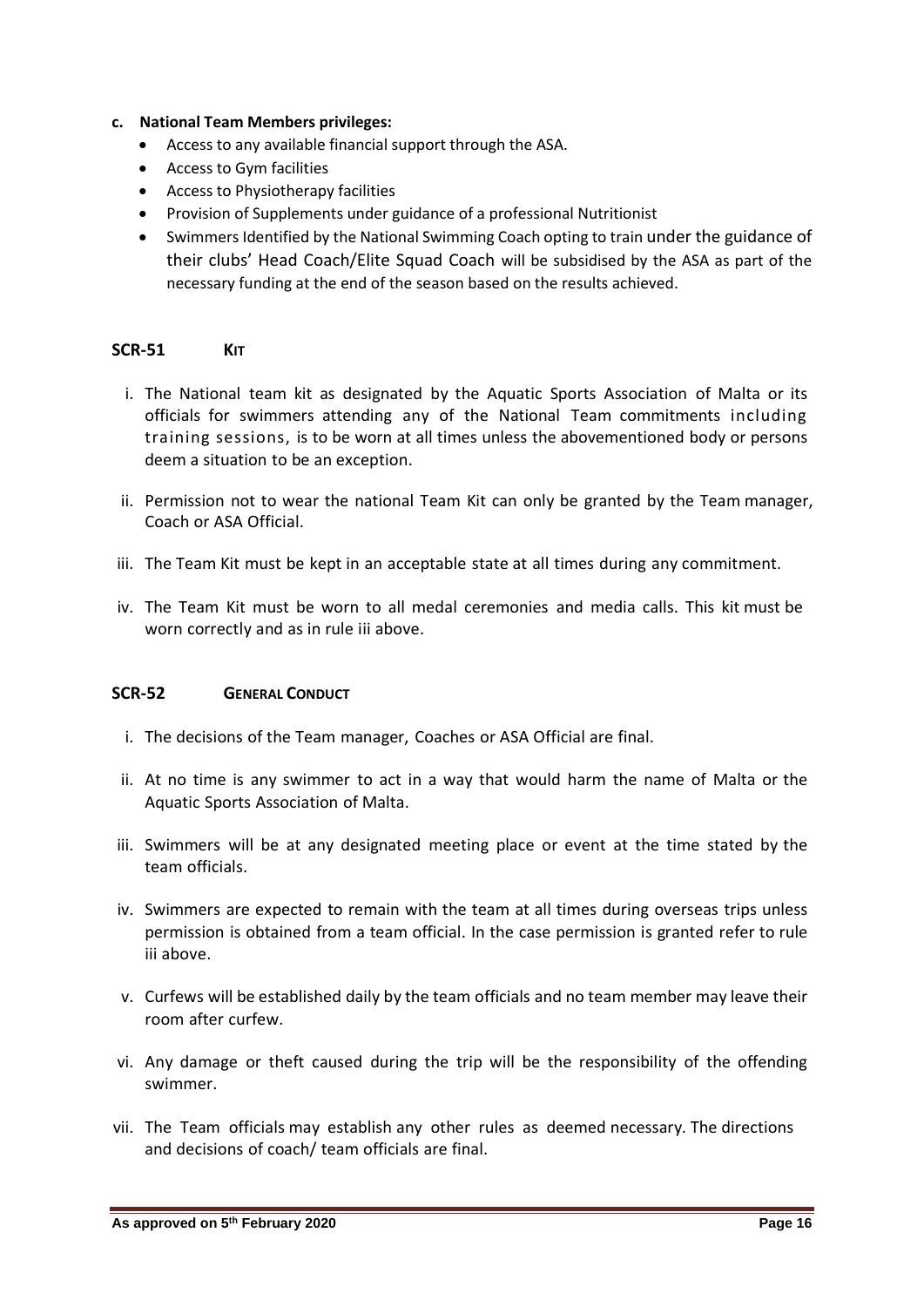**c. National Team Members privileges:**

- Access to any available financial support through the ASA.
- Access to Gym facilities
- Access to Physiotherapy facilities
- Provision of Supplements under guidance of a professional Nutritionist
- Swimmers Identified by the National Swimming Coach opting to train under the guidance of their clubs' Head Coach/Elite Squad Coach will be subsidised by the ASA as part of the necessary funding at the end of the season based on the results achieved.

## SCR-51 KIT

i. The National team kit as designated by the Aquatic Sports Association of Malta or its officials for swimmers attending any of the National Team commitments including training sessions, is to be worn at all times unless the abovementioned body or persons deem a situation to be an exception.

ii. Permission not to wear the national Team Kit can only be granted by the Team manager, Coach or ASA Official.

iii. The Team Kit must be kept in an acceptable state at all times during any commitment.

iv. The Team Kit must be worn to all medal ceremonies and media calls. This kit must be worn correctly and as in rule iii above.

## SCR-52 GENERAL CONDUCT

i. The decisions of the Team manager, Coaches or ASA Official are final.

ii. At no time is any swimmer to act in a way that would harm the name of Malta or the Aquatic Sports Association of Malta.

iii. Swimmers will be at any designated meeting place or event at the time stated by the team officials.

iv. Swimmers are expected to remain with the team at all times during overseas trips unless permission is obtained from a team official. In the case permission is granted refer to rule iii above.

v. Curfews will be established daily by the team officials and no team member may leave their room after curfew.

vi. Any damage or theft caused during the trip will be the responsibility of the offending swimmer.

vii. The Team officials may establish any other rules as deemed necessary. The directions and decisions of coach/ team officials are final.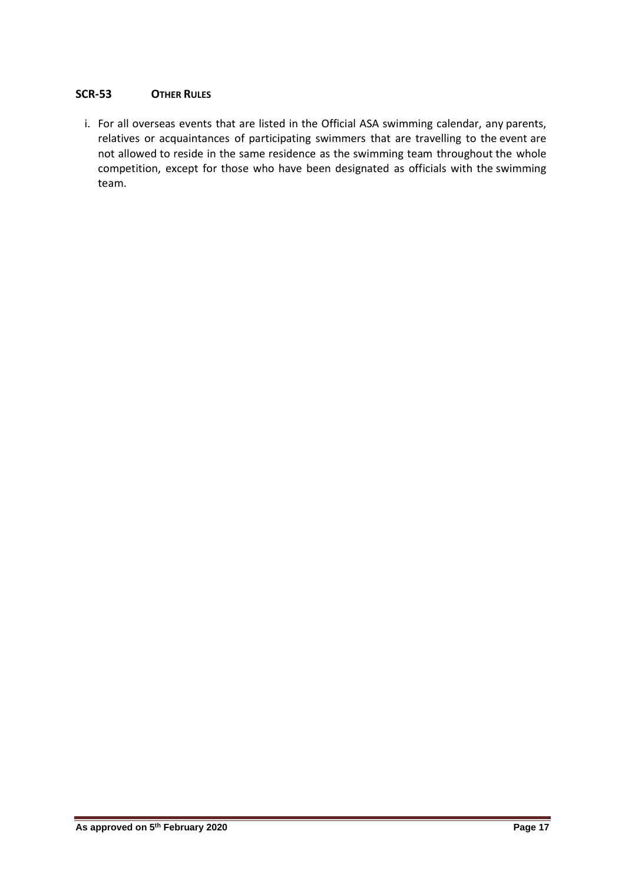## SCR-53 Other Rules

i. For all overseas events that are listed in the Official ASA swimming calendar, any parents, relatives or acquaintances of participating swimmers that are travelling to the event are not allowed to reside in the same residence as the swimming team throughout the whole competition, except for those who have been designated as officials with the swimming team.